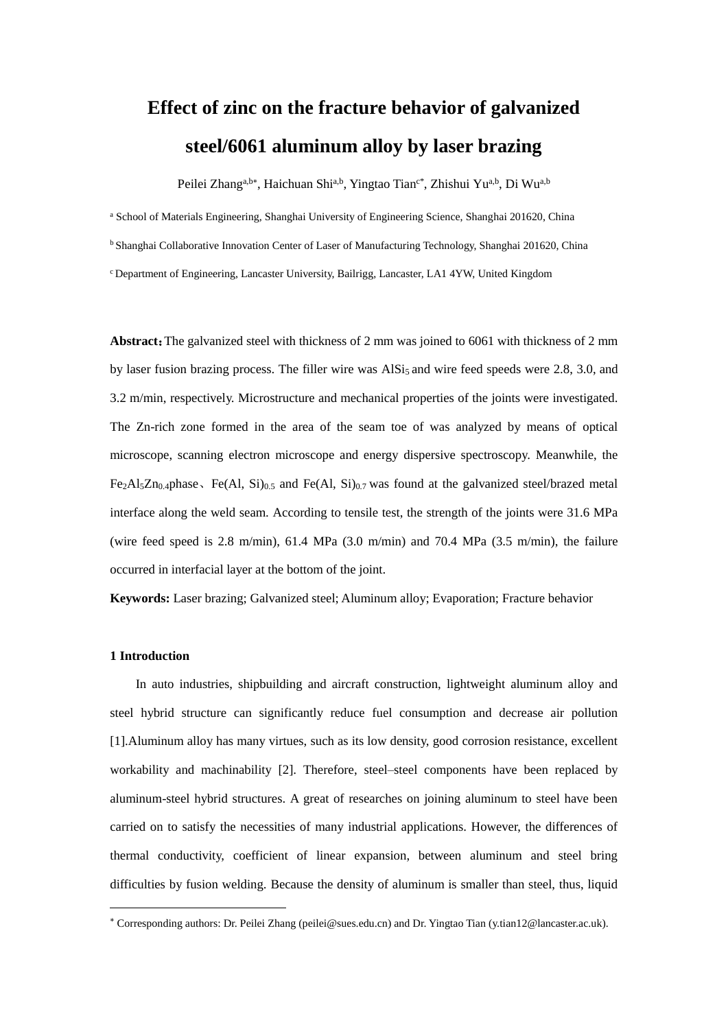# Effect of zinc on the fracture behavior of galvanized steel/6061 aluminum alloy by laser brazing

Peilei Zhang[a,b*], Haichuan Shi[a,b], Yingtao Tian[c*], Zhishui Yu[a,b], Di Wu[a,b]

[a] School of Materials Engineering, Shanghai University of Engineering Science, Shanghai 201620, China

[b] Shanghai Collaborative Innovation Center of Laser of Manufacturing Technology, Shanghai 201620, China

[c] Department of Engineering, Lancaster University, Bailrigg, Lancaster, LA1 4YW, United Kingdom

**Abstract：**The galvanized steel with thickness of 2 mm was joined to 6061 with thickness of 2 mm by laser fusion brazing process. The filler wire was $AlSi_5$ and wire feed speeds were 2.8, 3.0, and 3.2 m/min, respectively. Microstructure and mechanical properties of the joints were investigated. The Zn-rich zone formed in the area of the seam toe of was analyzed by means of optical microscope, scanning electron microscope and energy dispersive spectroscopy. Meanwhile, the $Fe_2Al_5Zn_{0.4}$phase、Fe(Al, Si)$_{0.5}$ and Fe(Al, Si)$_{0.7}$ was found at the galvanized steel/brazed metal interface along the weld seam. According to tensile test, the strength of the joints were 31.6 MPa (wire feed speed is 2.8 m/min), 61.4 MPa (3.0 m/min) and 70.4 MPa (3.5 m/min), the failure occurred in interfacial layer at the bottom of the joint.

**Keywords:** Laser brazing; Galvanized steel; Aluminum alloy; Evaporation; Fracture behavior

## 1 Introduction

In auto industries, shipbuilding and aircraft construction, lightweight aluminum alloy and steel hybrid structure can significantly reduce fuel consumption and decrease air pollution [1].Aluminum alloy has many virtues, such as its low density, good corrosion resistance, excellent workability and machinability [2]. Therefore, steel–steel components have been replaced by aluminum-steel hybrid structures. A great of researches on joining aluminum to steel have been carried on to satisfy the necessities of many industrial applications. However, the differences of thermal conductivity, coefficient of linear expansion, between aluminum and steel bring difficulties by fusion welding. Because the density of aluminum is smaller than steel, thus, liquid

* Corresponding authors: Dr. Peilei Zhang (peilei@sues.edu.cn) and Dr. Yingtao Tian (y.tian12@lancaster.ac.uk).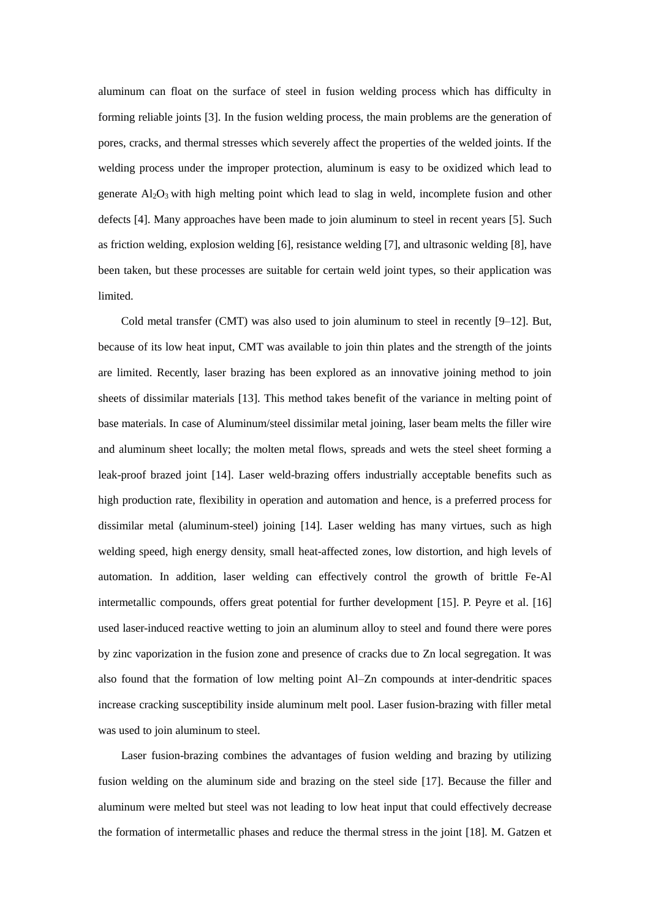aluminum can float on the surface of steel in fusion welding process which has difficulty in forming reliable joints [3]. In the fusion welding process, the main problems are the generation of pores, cracks, and thermal stresses which severely affect the properties of the welded joints. If the welding process under the improper protection, aluminum is easy to be oxidized which lead to generate $Al_2O_3$ with high melting point which lead to slag in weld, incomplete fusion and other defects [4]. Many approaches have been made to join aluminum to steel in recent years [5]. Such as friction welding, explosion welding [6], resistance welding [7], and ultrasonic welding [8], have been taken, but these processes are suitable for certain weld joint types, so their application was limited.

Cold metal transfer (CMT) was also used to join aluminum to steel in recently [9–12]. But, because of its low heat input, CMT was available to join thin plates and the strength of the joints are limited. Recently, laser brazing has been explored as an innovative joining method to join sheets of dissimilar materials [13]. This method takes benefit of the variance in melting point of base materials. In case of Aluminum/steel dissimilar metal joining, laser beam melts the filler wire and aluminum sheet locally; the molten metal flows, spreads and wets the steel sheet forming a leak-proof brazed joint [14]. Laser weld-brazing offers industrially acceptable benefits such as high production rate, flexibility in operation and automation and hence, is a preferred process for dissimilar metal (aluminum-steel) joining [14]. Laser welding has many virtues, such as high welding speed, high energy density, small heat-affected zones, low distortion, and high levels of automation. In addition, laser welding can effectively control the growth of brittle Fe-Al intermetallic compounds, offers great potential for further development [15]. P. Peyre et al. [16] used laser-induced reactive wetting to join an aluminum alloy to steel and found there were pores by zinc vaporization in the fusion zone and presence of cracks due to Zn local segregation. It was also found that the formation of low melting point Al–Zn compounds at inter-dendritic spaces increase cracking susceptibility inside aluminum melt pool. Laser fusion-brazing with filler metal was used to join aluminum to steel.

Laser fusion-brazing combines the advantages of fusion welding and brazing by utilizing fusion welding on the aluminum side and brazing on the steel side [17]. Because the filler and aluminum were melted but steel was not leading to low heat input that could effectively decrease the formation of intermetallic phases and reduce the thermal stress in the joint [18]. M. Gatzen et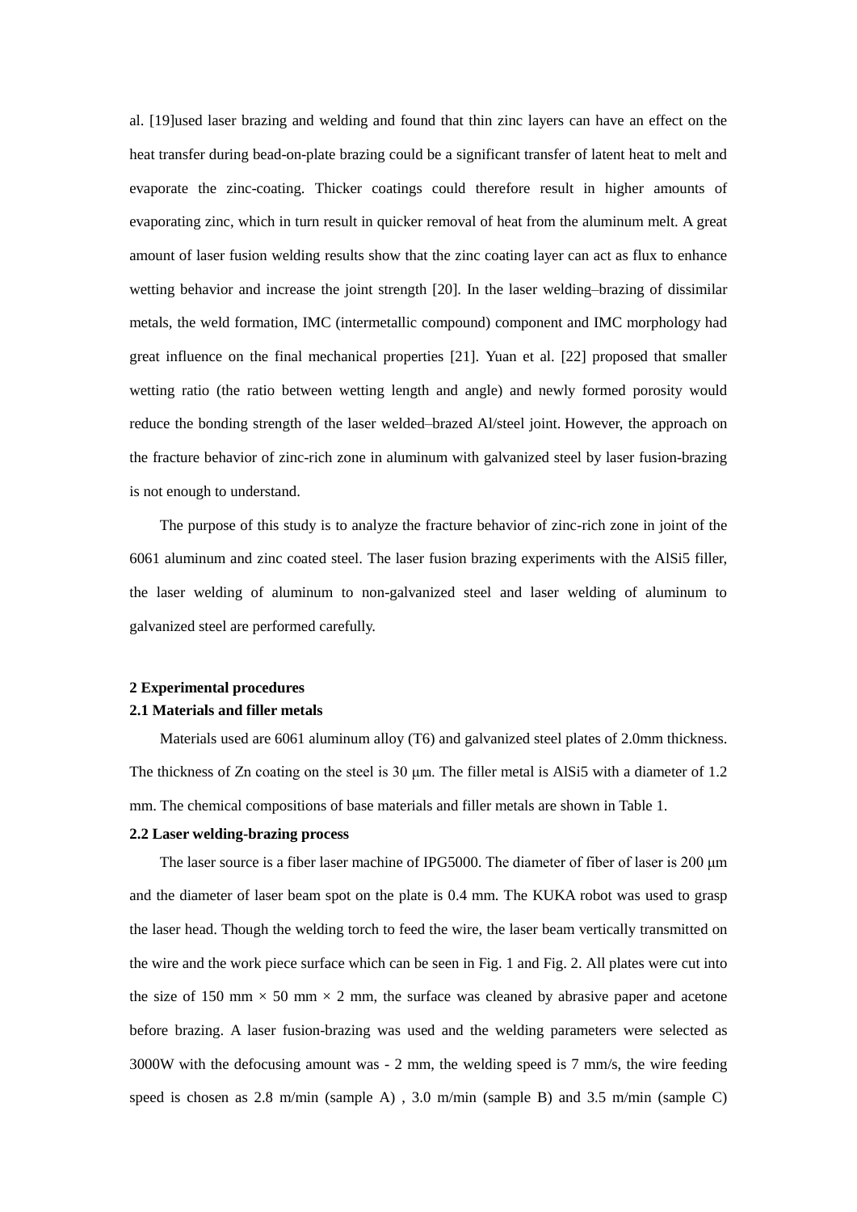al. [19]used laser brazing and welding and found that thin zinc layers can have an effect on the heat transfer during bead-on-plate brazing could be a significant transfer of latent heat to melt and evaporate the zinc-coating. Thicker coatings could therefore result in higher amounts of evaporating zinc, which in turn result in quicker removal of heat from the aluminum melt. A great amount of laser fusion welding results show that the zinc coating layer can act as flux to enhance wetting behavior and increase the joint strength [20]. In the laser welding–brazing of dissimilar metals, the weld formation, IMC (intermetallic compound) component and IMC morphology had great influence on the final mechanical properties [21]. Yuan et al. [22] proposed that smaller wetting ratio (the ratio between wetting length and angle) and newly formed porosity would reduce the bonding strength of the laser welded–brazed Al/steel joint. However, the approach on the fracture behavior of zinc-rich zone in aluminum with galvanized steel by laser fusion-brazing is not enough to understand.

The purpose of this study is to analyze the fracture behavior of zinc-rich zone in joint of the 6061 aluminum and zinc coated steel. The laser fusion brazing experiments with the AlSi5 filler, the laser welding of aluminum to non-galvanized steel and laser welding of aluminum to galvanized steel are performed carefully.

## 2 Experimental procedures

### 2.1 Materials and filler metals

Materials used are 6061 aluminum alloy (T6) and galvanized steel plates of 2.0mm thickness. The thickness of Zn coating on the steel is 30 μm. The filler metal is AlSi5 with a diameter of 1.2 mm. The chemical compositions of base materials and filler metals are shown in Table 1.

### 2.2 Laser welding-brazing process

The laser source is a fiber laser machine of IPG5000. The diameter of fiber of laser is 200 μm and the diameter of laser beam spot on the plate is 0.4 mm. The KUKA robot was used to grasp the laser head. Though the welding torch to feed the wire, the laser beam vertically transmitted on the wire and the work piece surface which can be seen in Fig. 1 and Fig. 2. All plates were cut into the size of 150 mm × 50 mm × 2 mm, the surface was cleaned by abrasive paper and acetone before brazing. A laser fusion-brazing was used and the welding parameters were selected as 3000W with the defocusing amount was - 2 mm, the welding speed is 7 mm/s, the wire feeding speed is chosen as 2.8 m/min (sample A) , 3.0 m/min (sample B) and 3.5 m/min (sample C)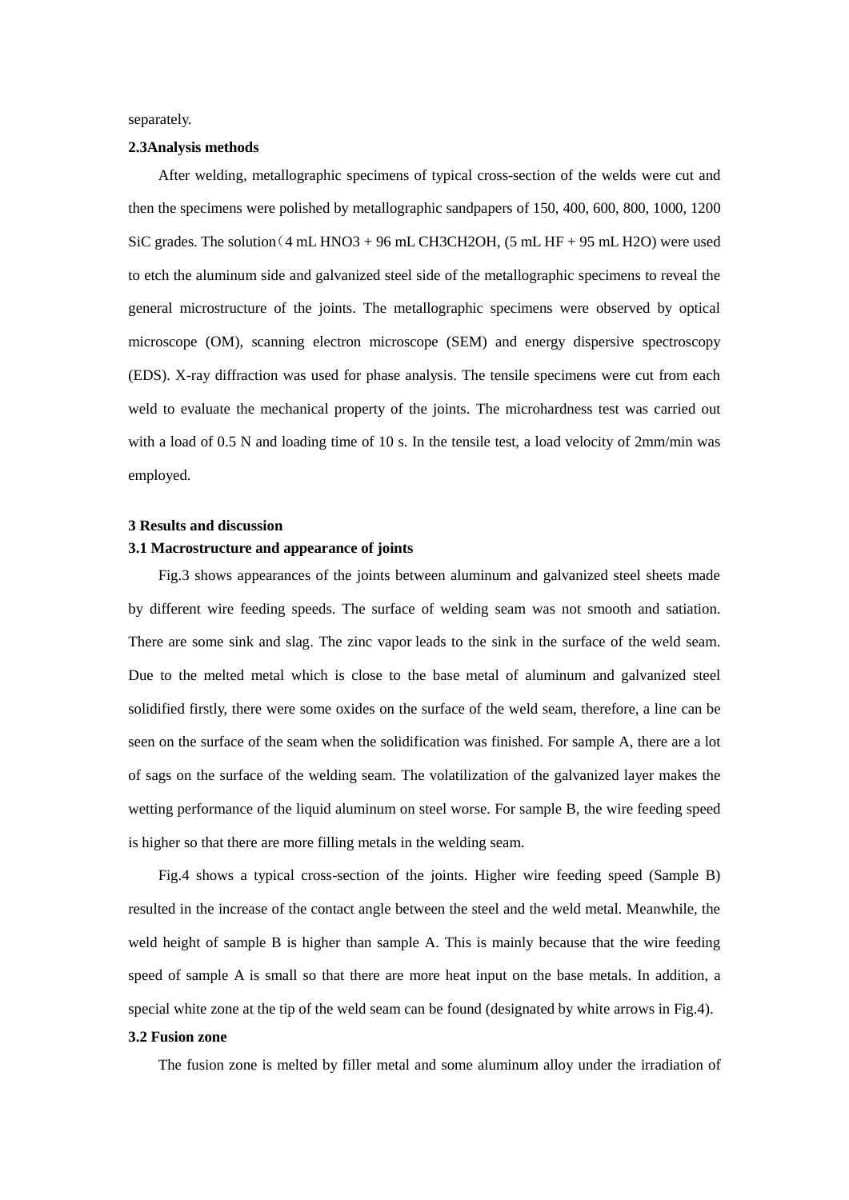separately.

**2.3Analysis methods**

After welding, metallographic specimens of typical cross-section of the welds were cut and then the specimens were polished by metallographic sandpapers of 150, 400, 600, 800, 1000, 1200 SiC grades. The solution（4 mL $HNO_3$ + 96 mL $CH_3CH_2OH$, (5 mL HF + 95 mL $H_2O$) were used to etch the aluminum side and galvanized steel side of the metallographic specimens to reveal the general microstructure of the joints. The metallographic specimens were observed by optical microscope (OM), scanning electron microscope (SEM) and energy dispersive spectroscopy (EDS). X-ray diffraction was used for phase analysis. The tensile specimens were cut from each weld to evaluate the mechanical property of the joints. The microhardness test was carried out with a load of 0.5 N and loading time of 10 s. In the tensile test, a load velocity of 2mm/min was employed.

## 3 Results and discussion

### 3.1 Macrostructure and appearance of joints

Fig.3 shows appearances of the joints between aluminum and galvanized steel sheets made by different wire feeding speeds. The surface of welding seam was not smooth and satiation. There are some sink and slag. The zinc vapor leads to the sink in the surface of the weld seam. Due to the melted metal which is close to the base metal of aluminum and galvanized steel solidified firstly, there were some oxides on the surface of the weld seam, therefore, a line can be seen on the surface of the seam when the solidification was finished. For sample A, there are a lot of sags on the surface of the welding seam. The volatilization of the galvanized layer makes the wetting performance of the liquid aluminum on steel worse. For sample B, the wire feeding speed is higher so that there are more filling metals in the welding seam.

Fig.4 shows a typical cross-section of the joints. Higher wire feeding speed (Sample B) resulted in the increase of the contact angle between the steel and the weld metal. Meanwhile, the weld height of sample B is higher than sample A. This is mainly because that the wire feeding speed of sample A is small so that there are more heat input on the base metals. In addition, a special white zone at the tip of the weld seam can be found (designated by white arrows in Fig.4).

### 3.2 Fusion zone

The fusion zone is melted by filler metal and some aluminum alloy under the irradiation of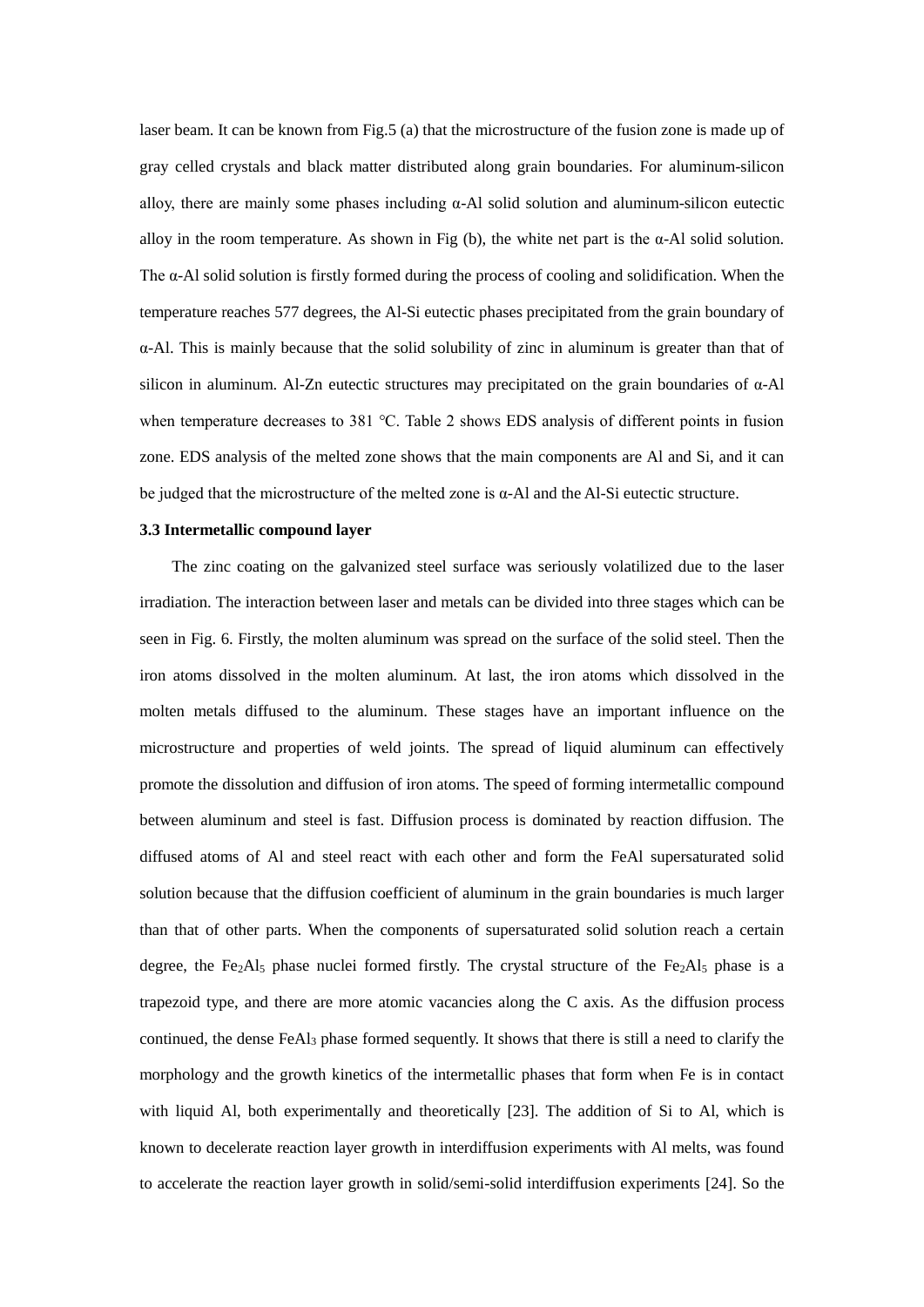laser beam. It can be known from Fig.5 (a) that the microstructure of the fusion zone is made up of gray celled crystals and black matter distributed along grain boundaries. For aluminum-silicon alloy, there are mainly some phases including α-Al solid solution and aluminum-silicon eutectic alloy in the room temperature. As shown in Fig (b), the white net part is the α-Al solid solution. The α-Al solid solution is firstly formed during the process of cooling and solidification. When the temperature reaches 577 degrees, the Al-Si eutectic phases precipitated from the grain boundary of α-Al. This is mainly because that the solid solubility of zinc in aluminum is greater than that of silicon in aluminum. Al-Zn eutectic structures may precipitated on the grain boundaries of α-Al when temperature decreases to 381 °C. Table 2 shows EDS analysis of different points in fusion zone. EDS analysis of the melted zone shows that the main components are Al and Si, and it can be judged that the microstructure of the melted zone is α-Al and the Al-Si eutectic structure.

### 3.3 Intermetallic compound layer

The zinc coating on the galvanized steel surface was seriously volatilized due to the laser irradiation. The interaction between laser and metals can be divided into three stages which can be seen in Fig. 6. Firstly, the molten aluminum was spread on the surface of the solid steel. Then the iron atoms dissolved in the molten aluminum. At last, the iron atoms which dissolved in the molten metals diffused to the aluminum. These stages have an important influence on the microstructure and properties of weld joints. The spread of liquid aluminum can effectively promote the dissolution and diffusion of iron atoms. The speed of forming intermetallic compound between aluminum and steel is fast. Diffusion process is dominated by reaction diffusion. The diffused atoms of Al and steel react with each other and form the FeAl supersaturated solid solution because that the diffusion coefficient of aluminum in the grain boundaries is much larger than that of other parts. When the components of supersaturated solid solution reach a certain degree, the $Fe_2Al_5$ phase nuclei formed firstly. The crystal structure of the $Fe_2Al_5$ phase is a trapezoid type, and there are more atomic vacancies along the C axis. As the diffusion process continued, the dense $FeAl_3$ phase formed sequently. It shows that there is still a need to clarify the morphology and the growth kinetics of the intermetallic phases that form when Fe is in contact with liquid Al, both experimentally and theoretically [23]. The addition of Si to Al, which is known to decelerate reaction layer growth in interdiffusion experiments with Al melts, was found to accelerate the reaction layer growth in solid/semi-solid interdiffusion experiments [24]. So the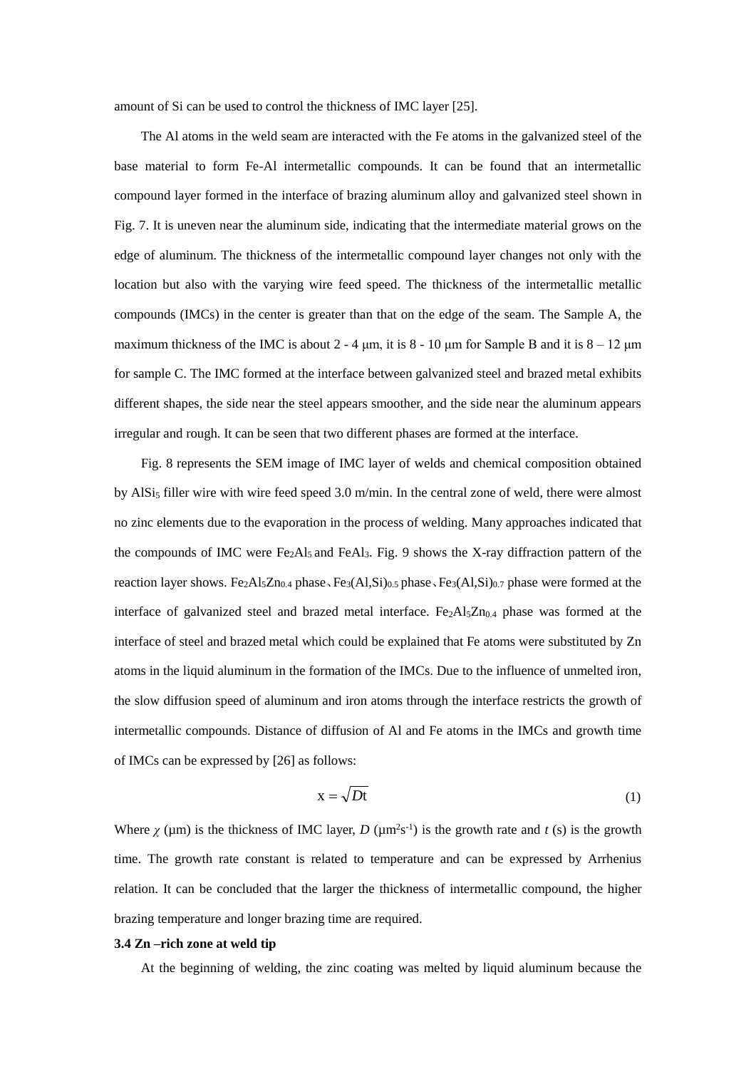amount of Si can be used to control the thickness of IMC layer [25].

The Al atoms in the weld seam are interacted with the Fe atoms in the galvanized steel of the base material to form Fe-Al intermetallic compounds. It can be found that an intermetallic compound layer formed in the interface of brazing aluminum alloy and galvanized steel shown in Fig. 7. It is uneven near the aluminum side, indicating that the intermediate material grows on the edge of aluminum. The thickness of the intermetallic compound layer changes not only with the location but also with the varying wire feed speed. The thickness of the intermetallic metallic compounds (IMCs) in the center is greater than that on the edge of the seam. The Sample A, the maximum thickness of the IMC is about 2 - 4 μm, it is 8 - 10 μm for Sample B and it is 8 – 12 μm for sample C. The IMC formed at the interface between galvanized steel and brazed metal exhibits different shapes, the side near the steel appears smoother, and the side near the aluminum appears irregular and rough. It can be seen that two different phases are formed at the interface.

Fig. 8 represents the SEM image of IMC layer of welds and chemical composition obtained by $AlSi_5$ filler wire with wire feed speed 3.0 m/min. In the central zone of weld, there were almost no zinc elements due to the evaporation in the process of welding. Many approaches indicated that the compounds of IMC were $Fe_2Al_5$ and $FeAl_3$. Fig. 9 shows the X-ray diffraction pattern of the reaction layer shows. $Fe_2Al_5Zn_{0.4}$ phase、$Fe_3(Al,Si)_{0.5}$ phase、$Fe_3(Al,Si)_{0.7}$ phase were formed at the interface of galvanized steel and brazed metal interface. $Fe_2Al_5Zn_{0.4}$ phase was formed at the interface of steel and brazed metal which could be explained that Fe atoms were substituted by Zn atoms in the liquid aluminum in the formation of the IMCs. Due to the influence of unmelted iron, the slow diffusion speed of aluminum and iron atoms through the interface restricts the growth of intermetallic compounds. Distance of diffusion of Al and Fe atoms in the IMCs and growth time of IMCs can be expressed by [26] as follows:

$$\mathrm{x} = \sqrt{D\mathrm{t}} \tag{1}$$

Where $\chi$ (μm) is the thickness of IMC layer, $D$ ($\mu m^2 s^{-1}$) is the growth rate and $t$ (s) is the growth time. The growth rate constant is related to temperature and can be expressed by Arrhenius relation. It can be concluded that the larger the thickness of intermetallic compound, the higher brazing temperature and longer brazing time are required.

### 3.4 Zn –rich zone at weld tip

At the beginning of welding, the zinc coating was melted by liquid aluminum because the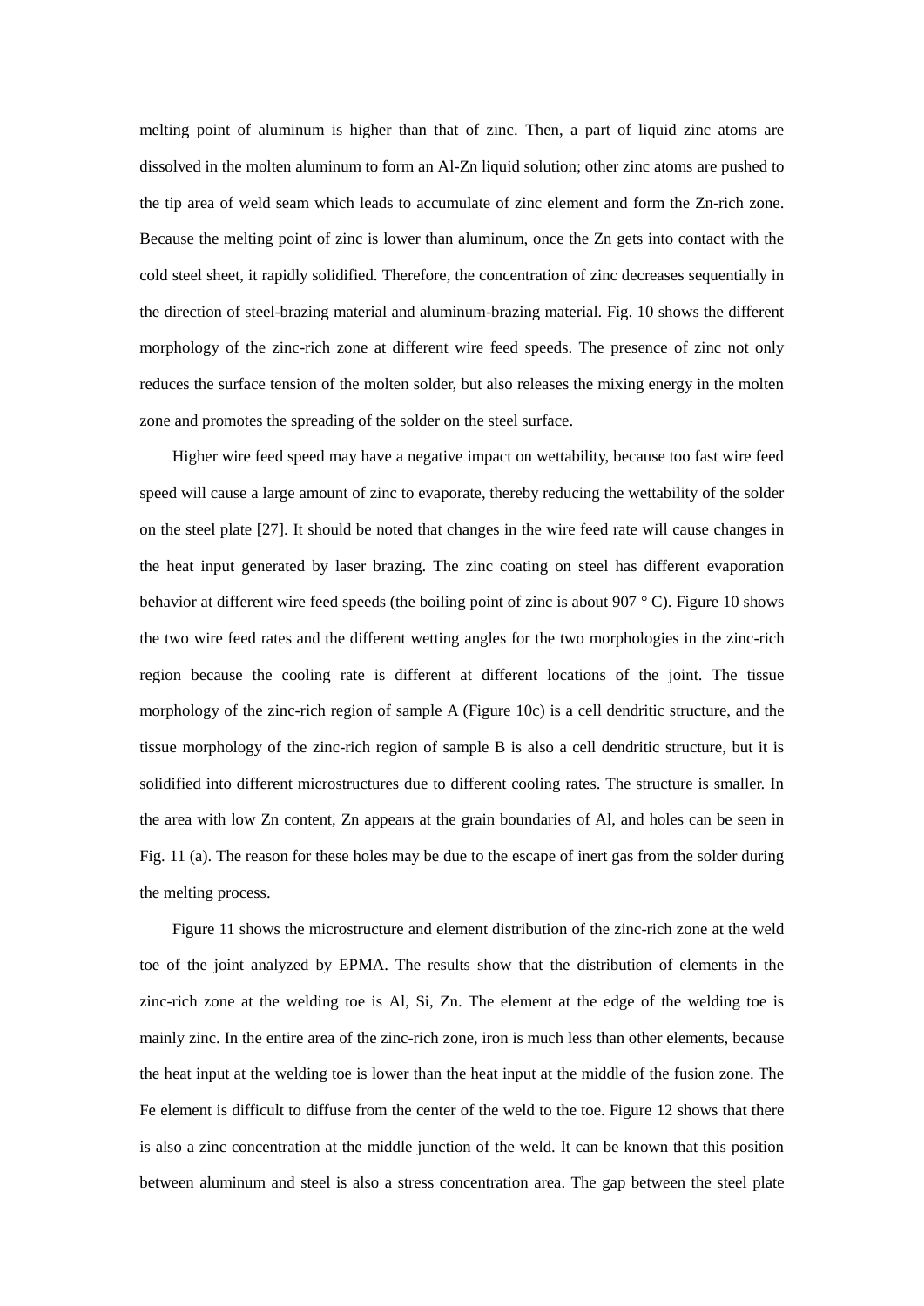melting point of aluminum is higher than that of zinc. Then, a part of liquid zinc atoms are dissolved in the molten aluminum to form an Al-Zn liquid solution; other zinc atoms are pushed to the tip area of weld seam which leads to accumulate of zinc element and form the Zn-rich zone. Because the melting point of zinc is lower than aluminum, once the Zn gets into contact with the cold steel sheet, it rapidly solidified. Therefore, the concentration of zinc decreases sequentially in the direction of steel-brazing material and aluminum-brazing material. Fig. 10 shows the different morphology of the zinc-rich zone at different wire feed speeds. The presence of zinc not only reduces the surface tension of the molten solder, but also releases the mixing energy in the molten zone and promotes the spreading of the solder on the steel surface.

Higher wire feed speed may have a negative impact on wettability, because too fast wire feed speed will cause a large amount of zinc to evaporate, thereby reducing the wettability of the solder on the steel plate [27]. It should be noted that changes in the wire feed rate will cause changes in the heat input generated by laser brazing. The zinc coating on steel has different evaporation behavior at different wire feed speeds (the boiling point of zinc is about 907 ° C). Figure 10 shows the two wire feed rates and the different wetting angles for the two morphologies in the zinc-rich region because the cooling rate is different at different locations of the joint. The tissue morphology of the zinc-rich region of sample A (Figure 10c) is a cell dendritic structure, and the tissue morphology of the zinc-rich region of sample B is also a cell dendritic structure, but it is solidified into different microstructures due to different cooling rates. The structure is smaller. In the area with low Zn content, Zn appears at the grain boundaries of Al, and holes can be seen in Fig. 11 (a). The reason for these holes may be due to the escape of inert gas from the solder during the melting process.

Figure 11 shows the microstructure and element distribution of the zinc-rich zone at the weld toe of the joint analyzed by EPMA. The results show that the distribution of elements in the zinc-rich zone at the welding toe is Al, Si, Zn. The element at the edge of the welding toe is mainly zinc. In the entire area of the zinc-rich zone, iron is much less than other elements, because the heat input at the welding toe is lower than the heat input at the middle of the fusion zone. The Fe element is difficult to diffuse from the center of the weld to the toe. Figure 12 shows that there is also a zinc concentration at the middle junction of the weld. It can be known that this position between aluminum and steel is also a stress concentration area. The gap between the steel plate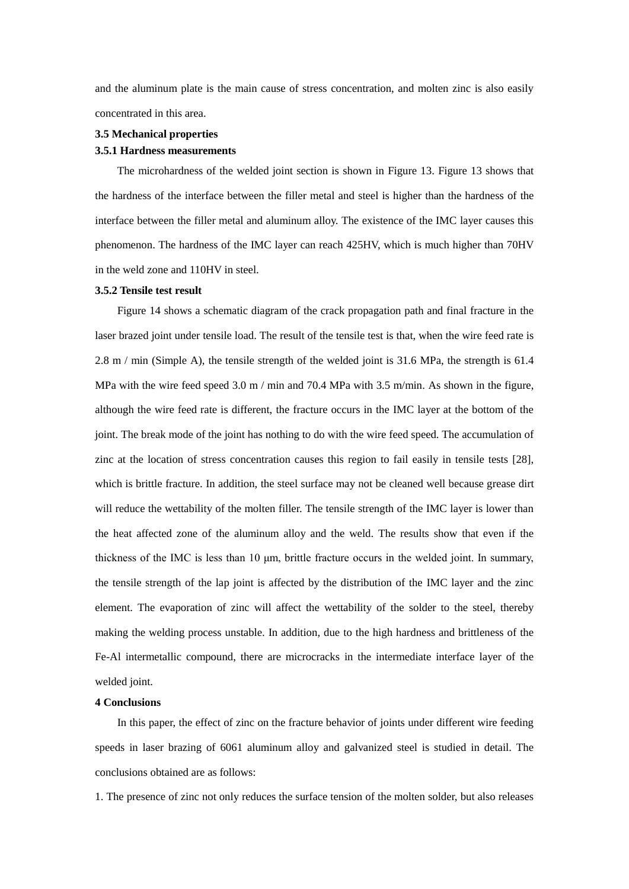and the aluminum plate is the main cause of stress concentration, and molten zinc is also easily concentrated in this area.

### 3.5 Mechanical properties

#### 3.5.1 Hardness measurements

The microhardness of the welded joint section is shown in Figure 13. Figure 13 shows that the hardness of the interface between the filler metal and steel is higher than the hardness of the interface between the filler metal and aluminum alloy. The existence of the IMC layer causes this phenomenon. The hardness of the IMC layer can reach 425HV, which is much higher than 70HV in the weld zone and 110HV in steel.

#### 3.5.2 Tensile test result

Figure 14 shows a schematic diagram of the crack propagation path and final fracture in the laser brazed joint under tensile load. The result of the tensile test is that, when the wire feed rate is 2.8 m / min (Simple A), the tensile strength of the welded joint is 31.6 MPa, the strength is 61.4 MPa with the wire feed speed 3.0 m / min and 70.4 MPa with 3.5 m/min. As shown in the figure, although the wire feed rate is different, the fracture occurs in the IMC layer at the bottom of the joint. The break mode of the joint has nothing to do with the wire feed speed. The accumulation of zinc at the location of stress concentration causes this region to fail easily in tensile tests [28], which is brittle fracture. In addition, the steel surface may not be cleaned well because grease dirt will reduce the wettability of the molten filler. The tensile strength of the IMC layer is lower than the heat affected zone of the aluminum alloy and the weld. The results show that even if the thickness of the IMC is less than 10 μm, brittle fracture occurs in the welded joint. In summary, the tensile strength of the lap joint is affected by the distribution of the IMC layer and the zinc element. The evaporation of zinc will affect the wettability of the solder to the steel, thereby making the welding process unstable. In addition, due to the high hardness and brittleness of the Fe-Al intermetallic compound, there are microcracks in the intermediate interface layer of the welded joint.

## 4 Conclusions

In this paper, the effect of zinc on the fracture behavior of joints under different wire feeding speeds in laser brazing of 6061 aluminum alloy and galvanized steel is studied in detail. The conclusions obtained are as follows:

1. The presence of zinc not only reduces the surface tension of the molten solder, but also releases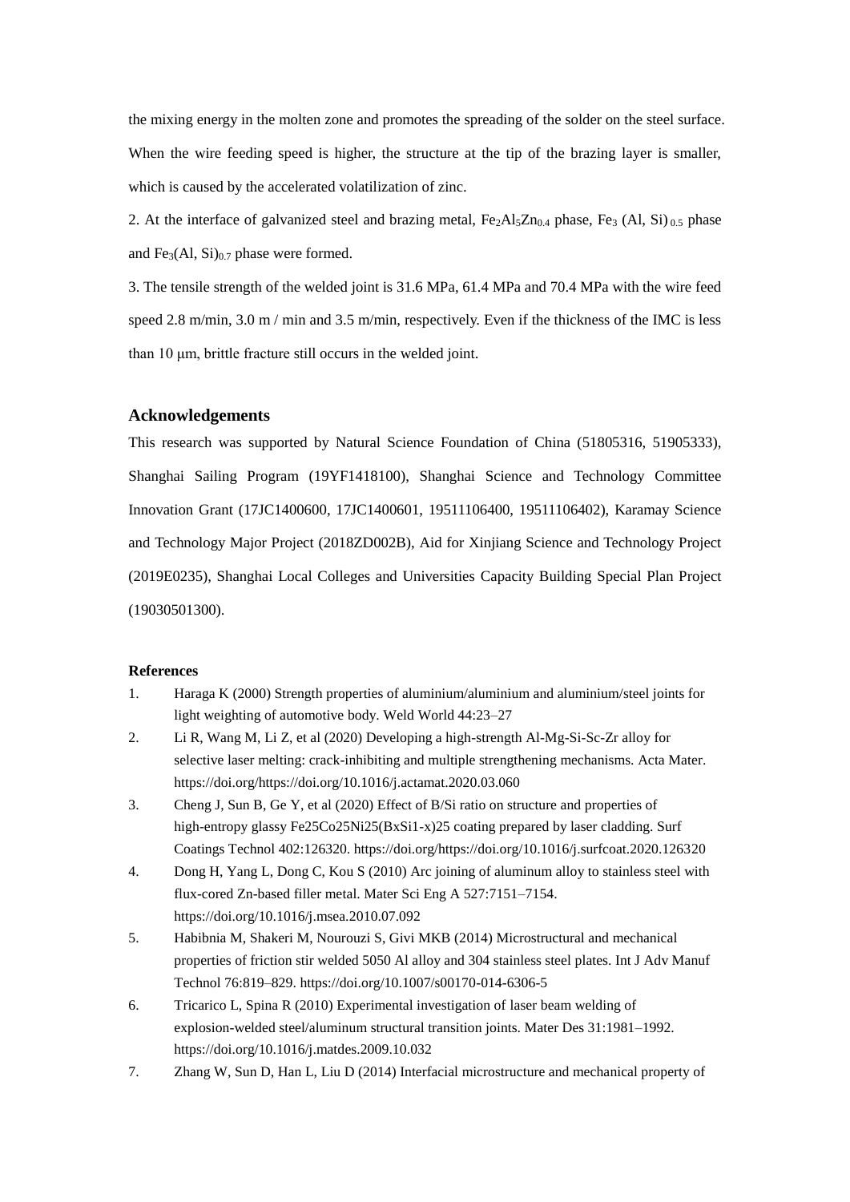the mixing energy in the molten zone and promotes the spreading of the solder on the steel surface. When the wire feeding speed is higher, the structure at the tip of the brazing layer is smaller, which is caused by the accelerated volatilization of zinc.

2. At the interface of galvanized steel and brazing metal, $Fe_2Al_5Zn_{0.4}$ phase, $Fe_3$ (Al, Si)$_{0.5}$ phase and $Fe_3$(Al, Si)$_{0.7}$ phase were formed.

3. The tensile strength of the welded joint is 31.6 MPa, 61.4 MPa and 70.4 MPa with the wire feed speed 2.8 m/min, 3.0 m / min and 3.5 m/min, respectively. Even if the thickness of the IMC is less than 10 μm, brittle fracture still occurs in the welded joint.

## Acknowledgements

This research was supported by Natural Science Foundation of China (51805316, 51905333), Shanghai Sailing Program (19YF1418100), Shanghai Science and Technology Committee Innovation Grant (17JC1400600, 17JC1400601, 19511106400, 19511106402), Karamay Science and Technology Major Project (2018ZD002B), Aid for Xinjiang Science and Technology Project (2019E0235), Shanghai Local Colleges and Universities Capacity Building Special Plan Project (19030501300).

### References

1. Haraga K (2000) Strength properties of aluminium/aluminium and aluminium/steel joints for light weighting of automotive body. Weld World 44:23–27
2. Li R, Wang M, Li Z, et al (2020) Developing a high-strength Al-Mg-Si-Sc-Zr alloy for selective laser melting: crack-inhibiting and multiple strengthening mechanisms. Acta Mater. https://doi.org/https://doi.org/10.1016/j.actamat.2020.03.060
3. Cheng J, Sun B, Ge Y, et al (2020) Effect of B/Si ratio on structure and properties of high-entropy glassy Fe25Co25Ni25(BxSi1-x)25 coating prepared by laser cladding. Surf Coatings Technol 402:126320. https://doi.org/https://doi.org/10.1016/j.surfcoat.2020.126320
4. Dong H, Yang L, Dong C, Kou S (2010) Arc joining of aluminum alloy to stainless steel with flux-cored Zn-based filler metal. Mater Sci Eng A 527:7151–7154. https://doi.org/10.1016/j.msea.2010.07.092
5. Habibnia M, Shakeri M, Nourouzi S, Givi MKB (2014) Microstructural and mechanical properties of friction stir welded 5050 Al alloy and 304 stainless steel plates. Int J Adv Manuf Technol 76:819–829. https://doi.org/10.1007/s00170-014-6306-5
6. Tricarico L, Spina R (2010) Experimental investigation of laser beam welding of explosion-welded steel/aluminum structural transition joints. Mater Des 31:1981–1992. https://doi.org/10.1016/j.matdes.2009.10.032
7. Zhang W, Sun D, Han L, Liu D (2014) Interfacial microstructure and mechanical property of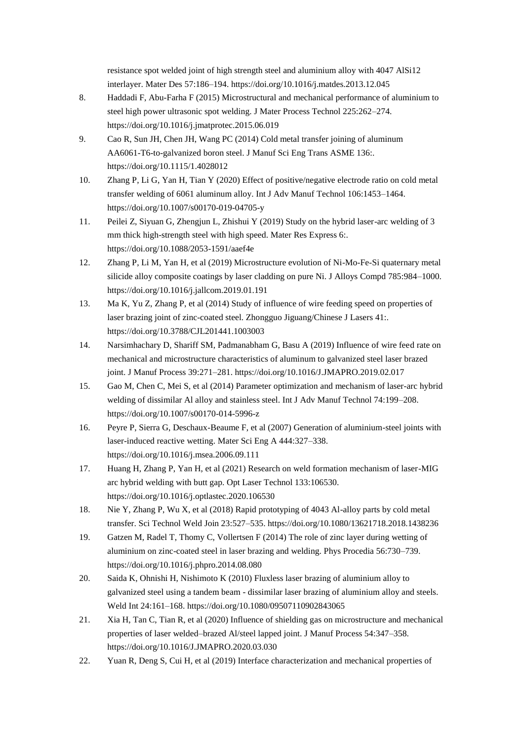resistance spot welded joint of high strength steel and aluminium alloy with 4047 AlSi12 interlayer. Mater Des 57:186–194. https://doi.org/10.1016/j.matdes.2013.12.045

8. Haddadi F, Abu-Farha F (2015) Microstructural and mechanical performance of aluminium to steel high power ultrasonic spot welding. J Mater Process Technol 225:262–274. https://doi.org/10.1016/j.jmatprotec.2015.06.019
9. Cao R, Sun JH, Chen JH, Wang PC (2014) Cold metal transfer joining of aluminum AA6061-T6-to-galvanized boron steel. J Manuf Sci Eng Trans ASME 136:. https://doi.org/10.1115/1.4028012
10. Zhang P, Li G, Yan H, Tian Y (2020) Effect of positive/negative electrode ratio on cold metal transfer welding of 6061 aluminum alloy. Int J Adv Manuf Technol 106:1453–1464. https://doi.org/10.1007/s00170-019-04705-y
11. Peilei Z, Siyuan G, Zhengjun L, Zhishui Y (2019) Study on the hybrid laser-arc welding of 3 mm thick high-strength steel with high speed. Mater Res Express 6:. https://doi.org/10.1088/2053-1591/aaef4e
12. Zhang P, Li M, Yan H, et al (2019) Microstructure evolution of Ni-Mo-Fe-Si quaternary metal silicide alloy composite coatings by laser cladding on pure Ni. J Alloys Compd 785:984–1000. https://doi.org/10.1016/j.jallcom.2019.01.191
13. Ma K, Yu Z, Zhang P, et al (2014) Study of influence of wire feeding speed on properties of laser brazing joint of zinc-coated steel. Zhongguo Jiguang/Chinese J Lasers 41:. https://doi.org/10.3788/CJL201441.1003003
14. Narsimhachary D, Shariff SM, Padmanabham G, Basu A (2019) Influence of wire feed rate on mechanical and microstructure characteristics of aluminum to galvanized steel laser brazed joint. J Manuf Process 39:271–281. https://doi.org/10.1016/J.JMAPRO.2019.02.017
15. Gao M, Chen C, Mei S, et al (2014) Parameter optimization and mechanism of laser-arc hybrid welding of dissimilar Al alloy and stainless steel. Int J Adv Manuf Technol 74:199–208. https://doi.org/10.1007/s00170-014-5996-z
16. Peyre P, Sierra G, Deschaux-Beaume F, et al (2007) Generation of aluminium-steel joints with laser-induced reactive wetting. Mater Sci Eng A 444:327–338. https://doi.org/10.1016/j.msea.2006.09.111
17. Huang H, Zhang P, Yan H, et al (2021) Research on weld formation mechanism of laser-MIG arc hybrid welding with butt gap. Opt Laser Technol 133:106530. https://doi.org/10.1016/j.optlastec.2020.106530
18. Nie Y, Zhang P, Wu X, et al (2018) Rapid prototyping of 4043 Al-alloy parts by cold metal transfer. Sci Technol Weld Join 23:527–535. https://doi.org/10.1080/13621718.2018.1438236
19. Gatzen M, Radel T, Thomy C, Vollertsen F (2014) The role of zinc layer during wetting of aluminium on zinc-coated steel in laser brazing and welding. Phys Procedia 56:730–739. https://doi.org/10.1016/j.phpro.2014.08.080
20. Saida K, Ohnishi H, Nishimoto K (2010) Fluxless laser brazing of aluminium alloy to galvanized steel using a tandem beam - dissimilar laser brazing of aluminium alloy and steels. Weld Int 24:161–168. https://doi.org/10.1080/09507110902843065
21. Xia H, Tan C, Tian R, et al (2020) Influence of shielding gas on microstructure and mechanical properties of laser welded–brazed Al/steel lapped joint. J Manuf Process 54:347–358. https://doi.org/10.1016/J.JMAPRO.2020.03.030
22. Yuan R, Deng S, Cui H, et al (2019) Interface characterization and mechanical properties of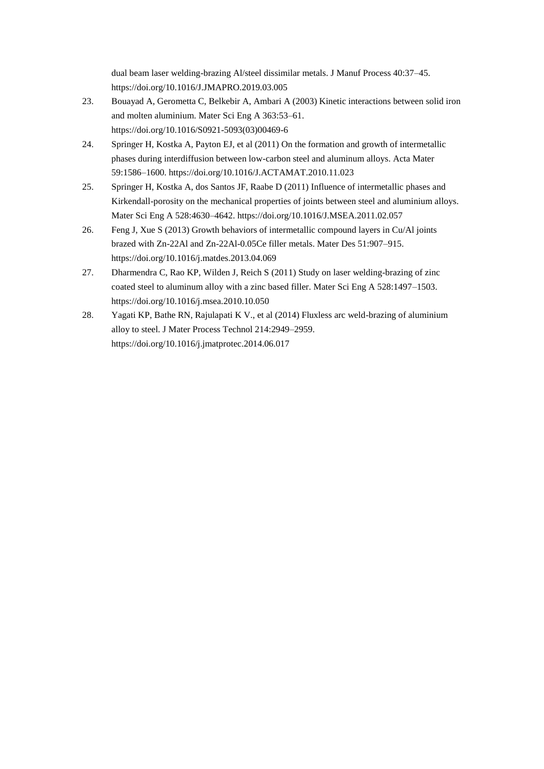dual beam laser welding-brazing Al/steel dissimilar metals. J Manuf Process 40:37–45. https://doi.org/10.1016/J.JMAPRO.2019.03.005

23. Bouayad A, Gerometta C, Belkebir A, Ambari A (2003) Kinetic interactions between solid iron and molten aluminium. Mater Sci Eng A 363:53–61. https://doi.org/10.1016/S0921-5093(03)00469-6
24. Springer H, Kostka A, Payton EJ, et al (2011) On the formation and growth of intermetallic phases during interdiffusion between low-carbon steel and aluminum alloys. Acta Mater 59:1586–1600. https://doi.org/10.1016/J.ACTAMAT.2010.11.023
25. Springer H, Kostka A, dos Santos JF, Raabe D (2011) Influence of intermetallic phases and Kirkendall-porosity on the mechanical properties of joints between steel and aluminium alloys. Mater Sci Eng A 528:4630–4642. https://doi.org/10.1016/J.MSEA.2011.02.057
26. Feng J, Xue S (2013) Growth behaviors of intermetallic compound layers in Cu/Al joints brazed with Zn-22Al and Zn-22Al-0.05Ce filler metals. Mater Des 51:907–915. https://doi.org/10.1016/j.matdes.2013.04.069
27. Dharmendra C, Rao KP, Wilden J, Reich S (2011) Study on laser welding-brazing of zinc coated steel to aluminum alloy with a zinc based filler. Mater Sci Eng A 528:1497–1503. https://doi.org/10.1016/j.msea.2010.10.050
28. Yagati KP, Bathe RN, Rajulapati K V., et al (2014) Fluxless arc weld-brazing of aluminium alloy to steel. J Mater Process Technol 214:2949–2959. https://doi.org/10.1016/j.jmatprotec.2014.06.017